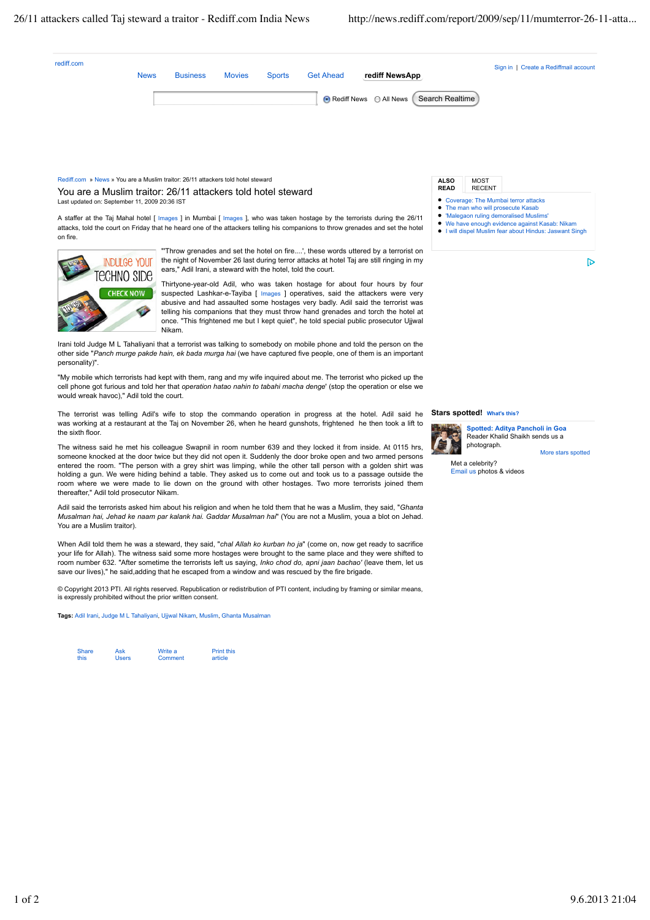Rediff.com » News » You are a Muslim traitor: 26/11 attackers told hotel steward

# You are a Muslim traitor: 26/11 attackers told hotel steward

Last updated on: September 11, 2009 20:36 IST

A staffer at the Taj Mahal hotel [ Images ] in Mumbai [ Images ], who was taken hostage by the terrorists during the 26/11 attacks, told the court on Friday that he heard one of the attackers telling his companions to throw grenades and set the hotel on fire.

"'Throw grenades and set the hotel on fire....', these words uttered by a terrorist on the night of November 26 last during terror attacks at hotel Taj are still ringing in my ears," Adil Irani, a steward with the hotel, told the court.

Thirtyone-year-old Adil, who was taken hostage for about four hours by four suspected Lashkar-e-Tayiba [ Images ] operatives, said the attackers were very abusive and had assaulted some hostages very badly. Adil said the terrorist was telling his companions that they must throw hand grenades and torch the hotel at once. "This frightened me but I kept quiet", he told special public prosecutor Ujjwal Nikam.

Irani told Judge M L Tahaliyani that a terrorist was talking to somebody on mobile phone and told the person on the other side "*Panch murge pakde hain, ek bada murga hai* (we have captured five people, one of them is an important personality)".

"My mobile which terrorists had kept with them, rang and my wife inquired about me. The terrorist who picked up the cell phone got furious and told her that *operation hatao nahin to tabahi macha denge*' (stop the operation or else we would wreak havoc)," Adil told the court.

The terrorist was telling Adil's wife to stop the commando operation in progress at the hotel. Adil said he was working at a restaurant at the Taj on November 26, when he heard gunshots, frightened he then took a lift to the sixth floor.

The witness said he met his colleague Swapnil in room number 639 and they locked it from inside. At 0115 hrs, someone knocked at the door twice but they did not open it. Suddenly the door broke open and two armed persons entered the room. "The person with a grey shirt was limping, while the other tall person with a golden shirt was holding a gun. We were hiding behind a table. They asked us to come out and took us to a passage outside the room where we were made to lie down on the ground with other hostages. Two more terrorists joined them thereafter," Adil told prosecutor Nikam.

Adil said the terrorists asked him about his religion and when he told them that he was a Muslim, they said, "*Ghanta Musalman hai, Jehad ke naam par kalank hai. Gaddar Musalman hai*" (You are not a Muslim, youa a blot on Jehad. You are a Muslim traitor).

When Adil told them he was a steward, they said, "*chal Allah ko kurban ho ja*" (come on, now get ready to sacrifice your life for Allah). The witness said some more hostages were brought to the same place and they were shifted to room number 632. "After sometime the terrorists left us saying, *Inko chod do, apni jaan bachao'* (leave them, let us save our lives)," he said,adding that he escaped from a window and was rescued by the fire brigade.

© Copyright 2013 PTI. All rights reserved. Republication or redistribution of PTI content, including by framing or similar means, is expressly prohibited without the prior written consent.

**Tags:** Adil Irani, Judge M L Tahaliyani, Ujjwal Nikam, Muslim, Ghanta Musalman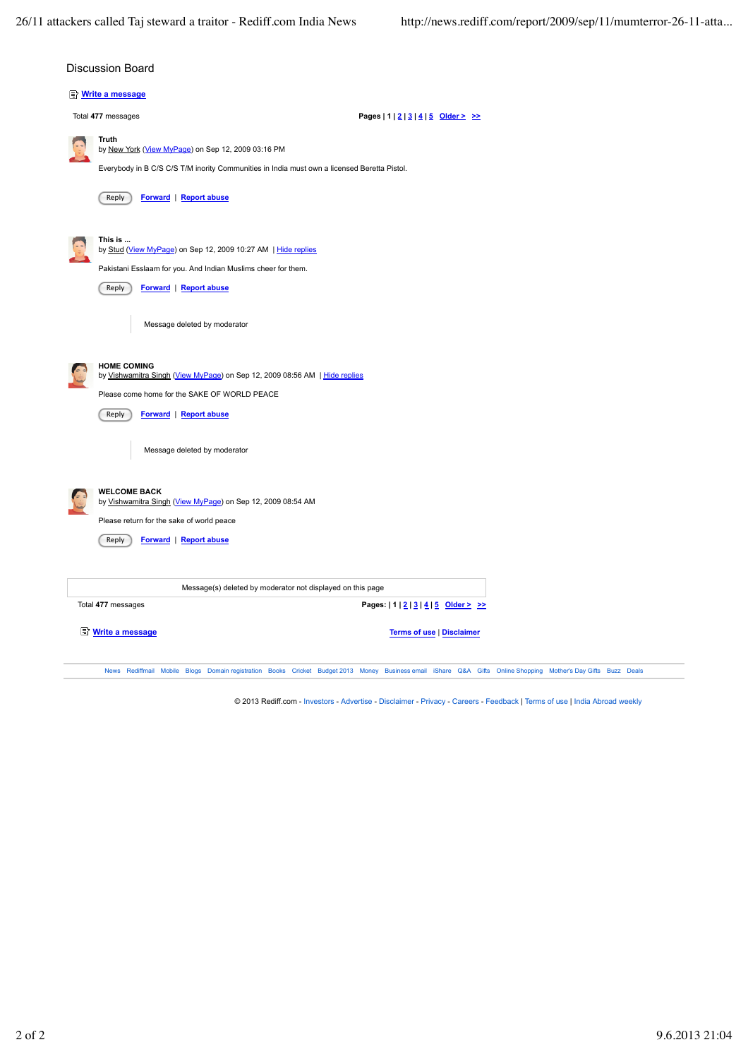## Discussion Board

Write a message

Total **477** messages

**Pages | 1 | 2 | 3 | 4 | 5 Older > >>**

**Truth**
by New York (View MyPage) on Sep 12, 2009 03:16 PM

Everybody in B C/S C/S T/M inority Communities in India must own a licensed Beretta Pistol.

Reply   Forward | Report abuse

**This is ...**
by Stud (View MyPage) on Sep 12, 2009 10:27 AM | Hide replies

Pakistani Esslaam for you. And Indian Muslims cheer for them.

Reply   Forward | Report abuse

Message deleted by moderator

**HOME COMING**
by Vishwamitra Singh (View MyPage) on Sep 12, 2009 08:56 AM | Hide replies

Please come home for the SAKE OF WORLD PEACE

Reply   Forward | Report abuse

Message deleted by moderator

**WELCOME BACK**
by Vishwamitra Singh (View MyPage) on Sep 12, 2009 08:54 AM

Please return for the sake of world peace

Reply   Forward | Report abuse

Message(s) deleted by moderator not displayed on this page

Total **477** messages

**Pages: | 1 | 2 | 3 | 4 | 5 Older > >>**

Write a message

Terms of use | Disclaimer

News Rediffmail Mobile Blogs Domain registration Books Cricket Budget 2013 Money Business email iShare Q&A Gifts Online Shopping Mother's Day Gifts Buzz Deals

© 2013 Rediff.com - Investors - Advertise - Disclaimer - Privacy - Careers - Feedback | Terms of use | India Abroad weekly